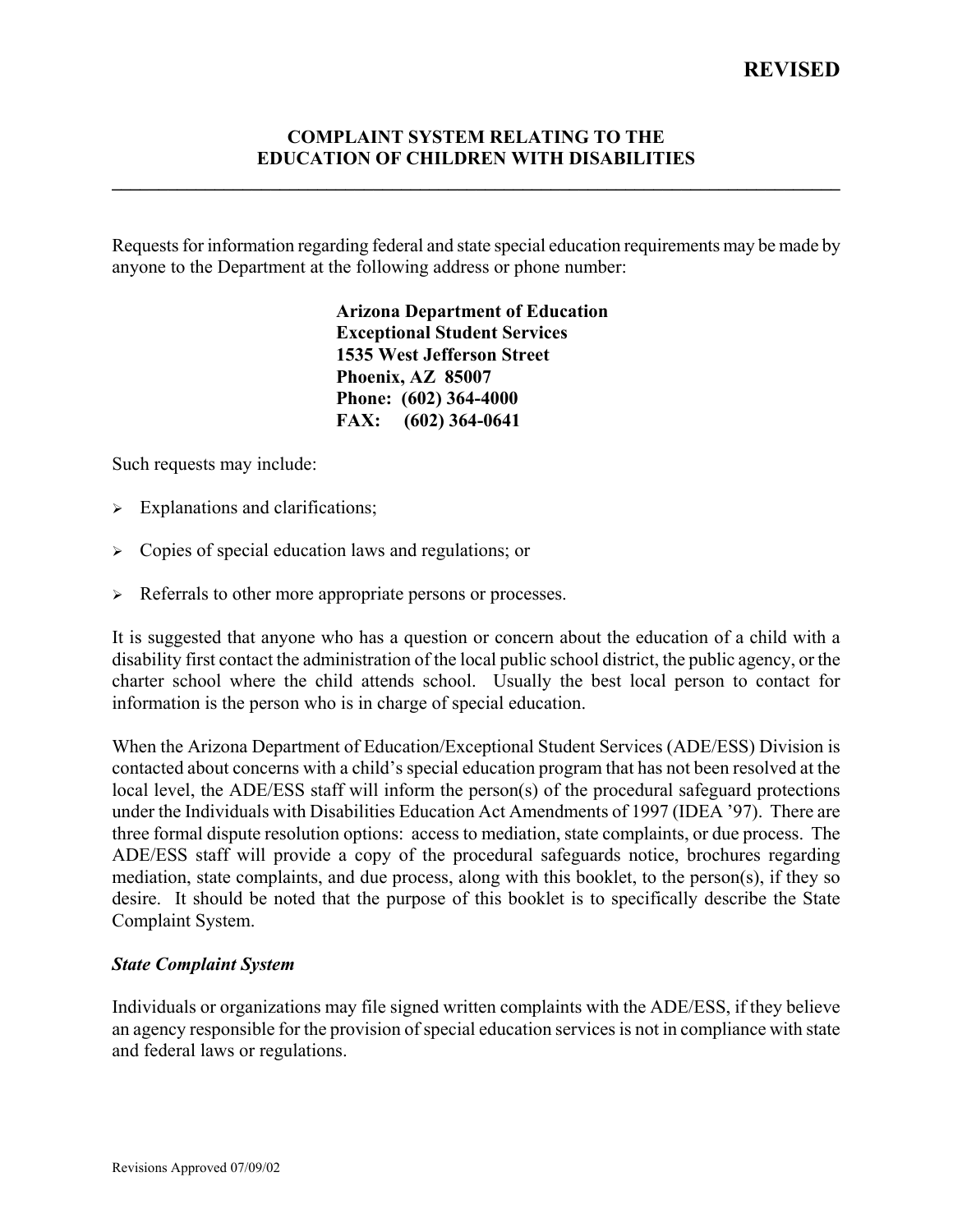**REVISED**

# COMPLAINT SYSTEM RELATING TO THE EDUCATION OF CHILDREN WITH DISABILITIES

Requests for information regarding federal and state special education requirements may be made by anyone to the Department at the following address or phone number:

> **Arizona Department of Education**
> **Exceptional Student Services**
> **1535 West Jefferson Street**
> **Phoenix, AZ 85007**
> **Phone: (602) 364-4000**
> **FAX: (602) 364-0641**

Such requests may include:

- Explanations and clarifications;
- Copies of special education laws and regulations; or
- Referrals to other more appropriate persons or processes.

It is suggested that anyone who has a question or concern about the education of a child with a disability first contact the administration of the local public school district, the public agency, or the charter school where the child attends school. Usually the best local person to contact for information is the person who is in charge of special education.

When the Arizona Department of Education/Exceptional Student Services (ADE/ESS) Division is contacted about concerns with a child's special education program that has not been resolved at the local level, the ADE/ESS staff will inform the person(s) of the procedural safeguard protections under the Individuals with Disabilities Education Act Amendments of 1997 (IDEA '97). There are three formal dispute resolution options: access to mediation, state complaints, or due process. The ADE/ESS staff will provide a copy of the procedural safeguards notice, brochures regarding mediation, state complaints, and due process, along with this booklet, to the person(s), if they so desire. It should be noted that the purpose of this booklet is to specifically describe the State Complaint System.

### *State Complaint System*

Individuals or organizations may file signed written complaints with the ADE/ESS, if they believe an agency responsible for the provision of special education services is not in compliance with state and federal laws or regulations.

Revisions Approved 07/09/02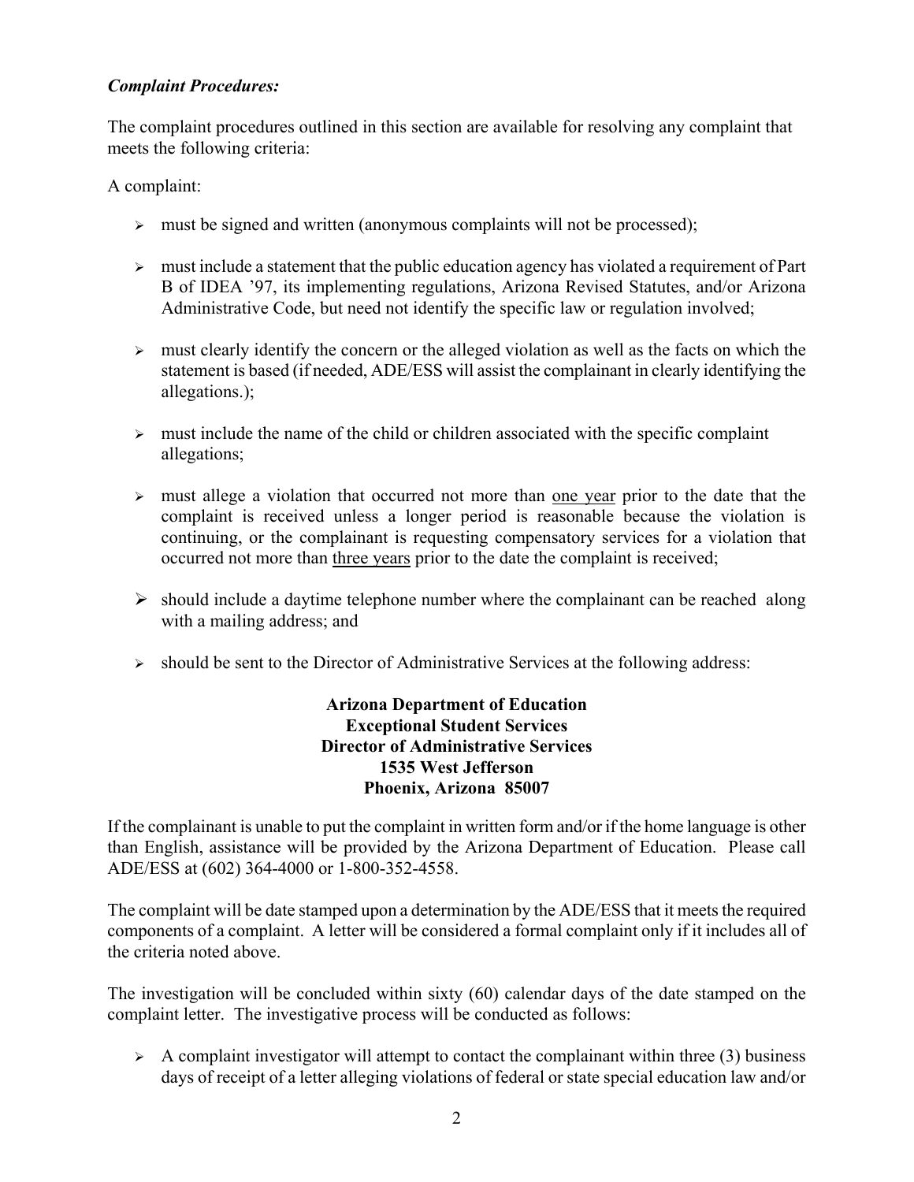***Complaint Procedures:***

The complaint procedures outlined in this section are available for resolving any complaint that meets the following criteria:

A complaint:

- must be signed and written (anonymous complaints will not be processed);
- must include a statement that the public education agency has violated a requirement of Part B of IDEA '97, its implementing regulations, Arizona Revised Statutes, and/or Arizona Administrative Code, but need not identify the specific law or regulation involved;
- must clearly identify the concern or the alleged violation as well as the facts on which the statement is based (if needed, ADE/ESS will assist the complainant in clearly identifying the allegations.);
- must include the name of the child or children associated with the specific complaint allegations;
- must allege a violation that occurred not more than <u>one year</u> prior to the date that the complaint is received unless a longer period is reasonable because the violation is continuing, or the complainant is requesting compensatory services for a violation that occurred not more than <u>three years</u> prior to the date the complaint is received;
- should include a daytime telephone number where the complainant can be reached along with a mailing address; and
- should be sent to the Director of Administrative Services at the following address:

**Arizona Department of Education**
**Exceptional Student Services**
**Director of Administrative Services**
**1535 West Jefferson**
**Phoenix, Arizona 85007**

If the complainant is unable to put the complaint in written form and/or if the home language is other than English, assistance will be provided by the Arizona Department of Education. Please call ADE/ESS at (602) 364-4000 or 1-800-352-4558.

The complaint will be date stamped upon a determination by the ADE/ESS that it meets the required components of a complaint. A letter will be considered a formal complaint only if it includes all of the criteria noted above.

The investigation will be concluded within sixty (60) calendar days of the date stamped on the complaint letter. The investigative process will be conducted as follows:

- A complaint investigator will attempt to contact the complainant within three (3) business days of receipt of a letter alleging violations of federal or state special education law and/or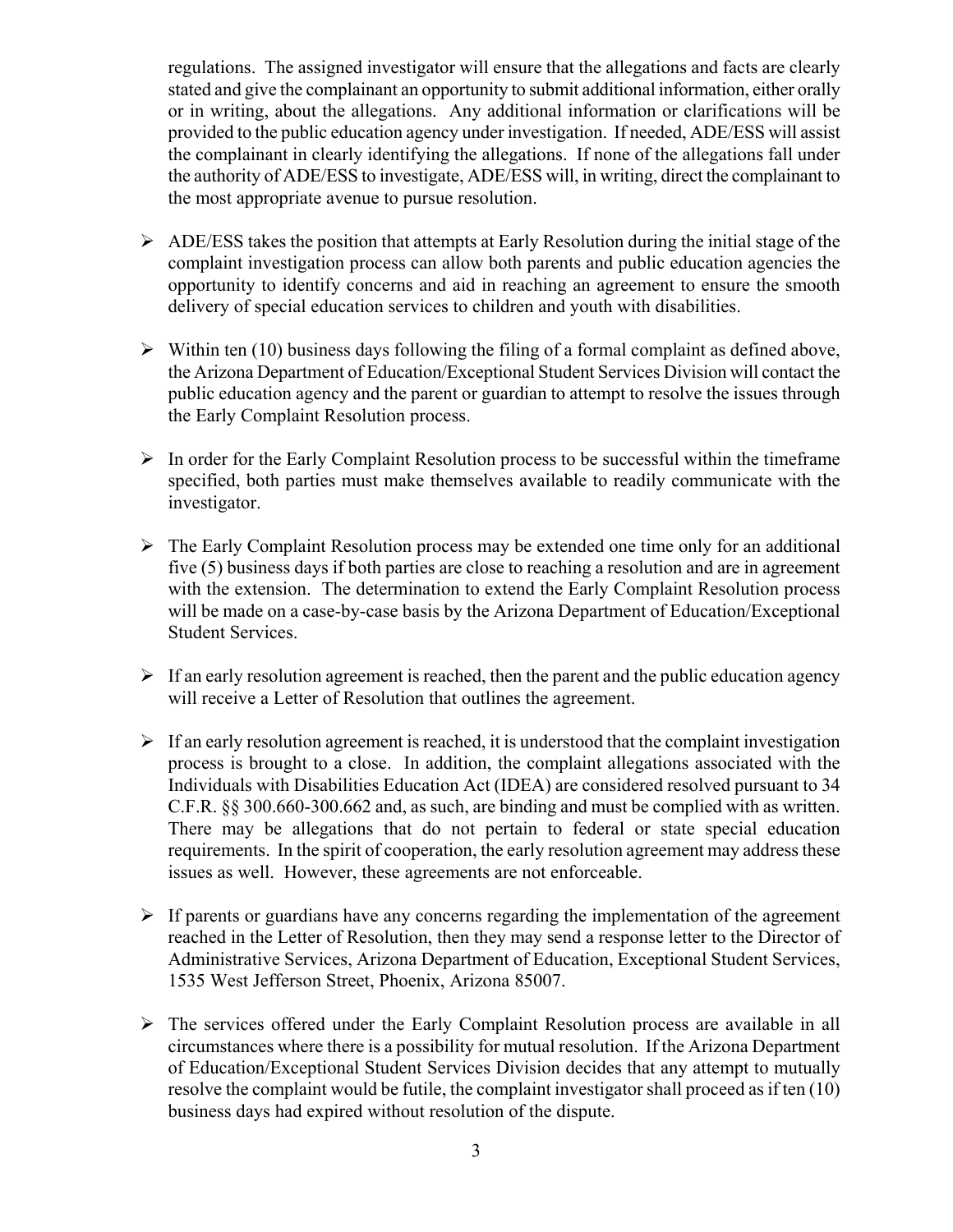regulations. The assigned investigator will ensure that the allegations and facts are clearly stated and give the complainant an opportunity to submit additional information, either orally or in writing, about the allegations. Any additional information or clarifications will be provided to the public education agency under investigation. If needed, ADE/ESS will assist the complainant in clearly identifying the allegations. If none of the allegations fall under the authority of ADE/ESS to investigate, ADE/ESS will, in writing, direct the complainant to the most appropriate avenue to pursue resolution.

- ADE/ESS takes the position that attempts at Early Resolution during the initial stage of the complaint investigation process can allow both parents and public education agencies the opportunity to identify concerns and aid in reaching an agreement to ensure the smooth delivery of special education services to children and youth with disabilities.

- Within ten (10) business days following the filing of a formal complaint as defined above, the Arizona Department of Education/Exceptional Student Services Division will contact the public education agency and the parent or guardian to attempt to resolve the issues through the Early Complaint Resolution process.

- In order for the Early Complaint Resolution process to be successful within the timeframe specified, both parties must make themselves available to readily communicate with the investigator.

- The Early Complaint Resolution process may be extended one time only for an additional five (5) business days if both parties are close to reaching a resolution and are in agreement with the extension. The determination to extend the Early Complaint Resolution process will be made on a case-by-case basis by the Arizona Department of Education/Exceptional Student Services.

- If an early resolution agreement is reached, then the parent and the public education agency will receive a Letter of Resolution that outlines the agreement.

- If an early resolution agreement is reached, it is understood that the complaint investigation process is brought to a close. In addition, the complaint allegations associated with the Individuals with Disabilities Education Act (IDEA) are considered resolved pursuant to 34 C.F.R. §§ 300.660-300.662 and, as such, are binding and must be complied with as written. There may be allegations that do not pertain to federal or state special education requirements. In the spirit of cooperation, the early resolution agreement may address these issues as well. However, these agreements are not enforceable.

- If parents or guardians have any concerns regarding the implementation of the agreement reached in the Letter of Resolution, then they may send a response letter to the Director of Administrative Services, Arizona Department of Education, Exceptional Student Services, 1535 West Jefferson Street, Phoenix, Arizona 85007.

- The services offered under the Early Complaint Resolution process are available in all circumstances where there is a possibility for mutual resolution. If the Arizona Department of Education/Exceptional Student Services Division decides that any attempt to mutually resolve the complaint would be futile, the complaint investigator shall proceed as if ten (10) business days had expired without resolution of the dispute.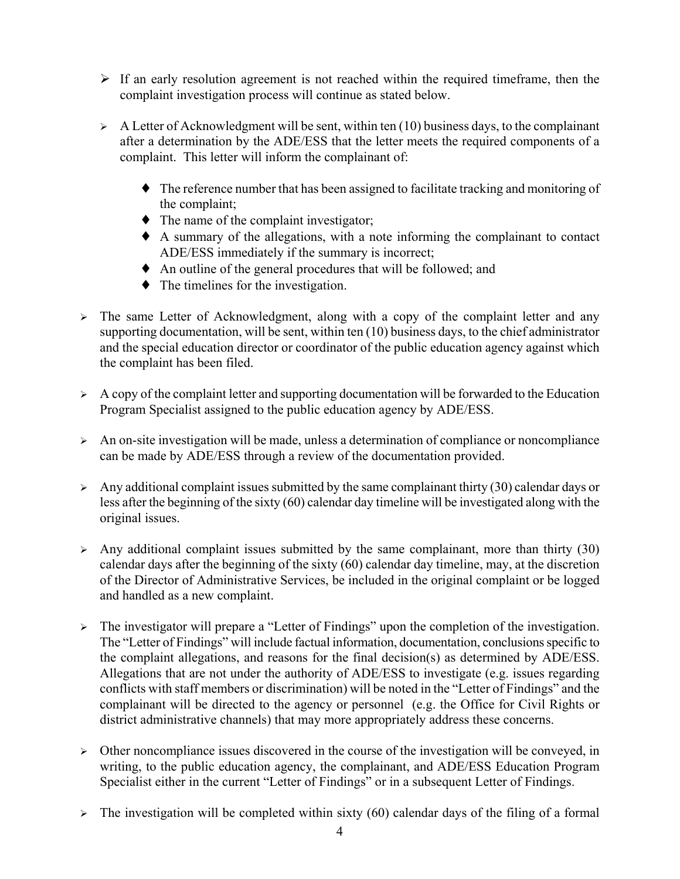- If an early resolution agreement is not reached within the required timeframe, then the complaint investigation process will continue as stated below.

- A Letter of Acknowledgment will be sent, within ten (10) business days, to the complainant after a determination by the ADE/ESS that the letter meets the required components of a complaint. This letter will inform the complainant of:

  - The reference number that has been assigned to facilitate tracking and monitoring of the complaint;
  - The name of the complaint investigator;
  - A summary of the allegations, with a note informing the complainant to contact ADE/ESS immediately if the summary is incorrect;
  - An outline of the general procedures that will be followed; and
  - The timelines for the investigation.

- The same Letter of Acknowledgment, along with a copy of the complaint letter and any supporting documentation, will be sent, within ten (10) business days, to the chief administrator and the special education director or coordinator of the public education agency against which the complaint has been filed.

- A copy of the complaint letter and supporting documentation will be forwarded to the Education Program Specialist assigned to the public education agency by ADE/ESS.

- An on-site investigation will be made, unless a determination of compliance or noncompliance can be made by ADE/ESS through a review of the documentation provided.

- Any additional complaint issues submitted by the same complainant thirty (30) calendar days or less after the beginning of the sixty (60) calendar day timeline will be investigated along with the original issues.

- Any additional complaint issues submitted by the same complainant, more than thirty (30) calendar days after the beginning of the sixty (60) calendar day timeline, may, at the discretion of the Director of Administrative Services, be included in the original complaint or be logged and handled as a new complaint.

- The investigator will prepare a "Letter of Findings" upon the completion of the investigation. The "Letter of Findings" will include factual information, documentation, conclusions specific to the complaint allegations, and reasons for the final decision(s) as determined by ADE/ESS. Allegations that are not under the authority of ADE/ESS to investigate (e.g. issues regarding conflicts with staff members or discrimination) will be noted in the "Letter of Findings" and the complainant will be directed to the agency or personnel (e.g. the Office for Civil Rights or district administrative channels) that may more appropriately address these concerns.

- Other noncompliance issues discovered in the course of the investigation will be conveyed, in writing, to the public education agency, the complainant, and ADE/ESS Education Program Specialist either in the current "Letter of Findings" or in a subsequent Letter of Findings.

- The investigation will be completed within sixty (60) calendar days of the filing of a formal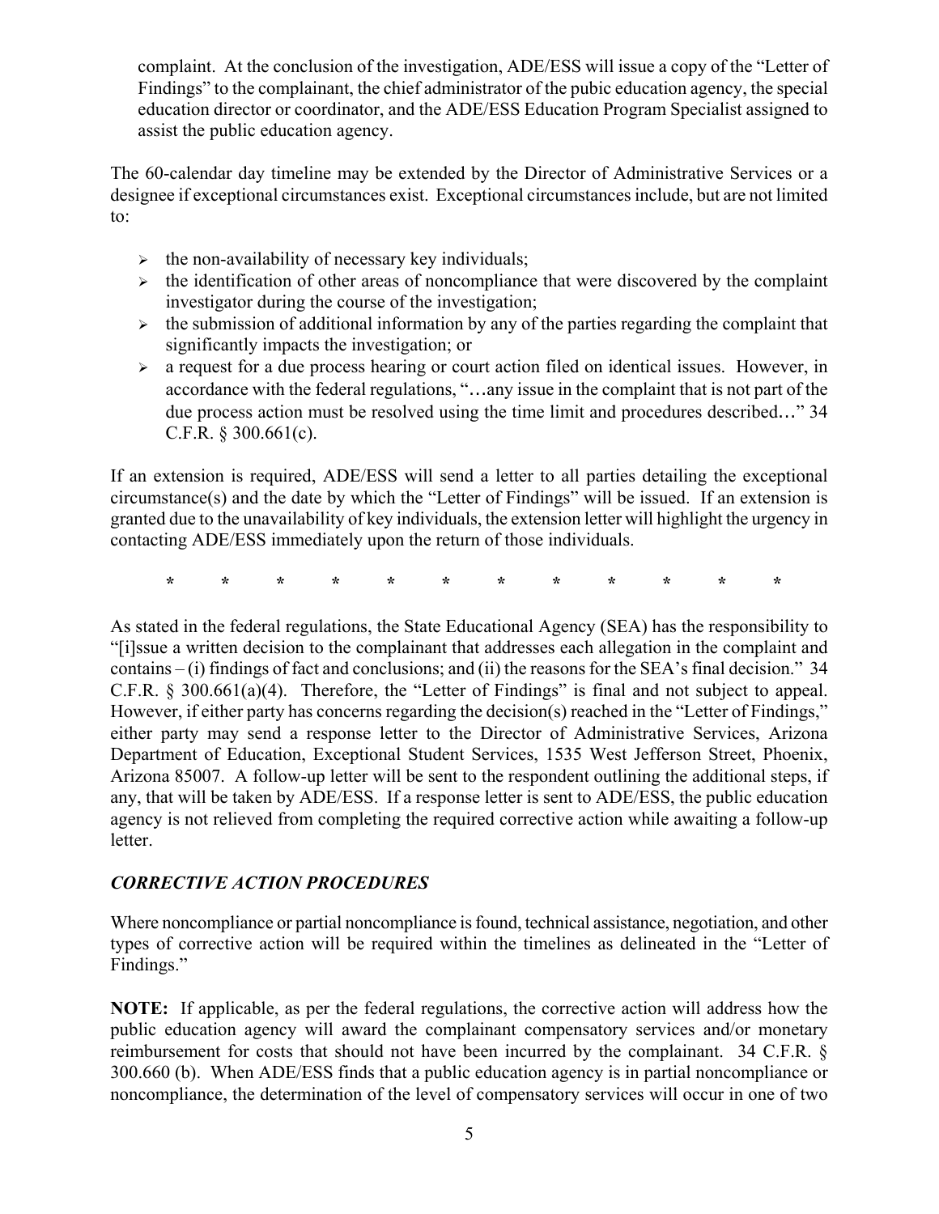complaint. At the conclusion of the investigation, ADE/ESS will issue a copy of the "Letter of Findings" to the complainant, the chief administrator of the pubic education agency, the special education director or coordinator, and the ADE/ESS Education Program Specialist assigned to assist the public education agency.

The 60-calendar day timeline may be extended by the Director of Administrative Services or a designee if exceptional circumstances exist. Exceptional circumstances include, but are not limited to:

- the non-availability of necessary key individuals;
- the identification of other areas of noncompliance that were discovered by the complaint investigator during the course of the investigation;
- the submission of additional information by any of the parties regarding the complaint that significantly impacts the investigation; or
- a request for a due process hearing or court action filed on identical issues. However, in accordance with the federal regulations, "…any issue in the complaint that is not part of the due process action must be resolved using the time limit and procedures described…" 34 C.F.R. § 300.661(c).

If an extension is required, ADE/ESS will send a letter to all parties detailing the exceptional circumstance(s) and the date by which the "Letter of Findings" will be issued. If an extension is granted due to the unavailability of key individuals, the extension letter will highlight the urgency in contacting ADE/ESS immediately upon the return of those individuals.

\* \* \* \* \* \* \* \* \* \* \* \*

As stated in the federal regulations, the State Educational Agency (SEA) has the responsibility to "[i]ssue a written decision to the complainant that addresses each allegation in the complaint and contains – (i) findings of fact and conclusions; and (ii) the reasons for the SEA's final decision." 34 C.F.R. § 300.661(a)(4). Therefore, the "Letter of Findings" is final and not subject to appeal. However, if either party has concerns regarding the decision(s) reached in the "Letter of Findings," either party may send a response letter to the Director of Administrative Services, Arizona Department of Education, Exceptional Student Services, 1535 West Jefferson Street, Phoenix, Arizona 85007. A follow-up letter will be sent to the respondent outlining the additional steps, if any, that will be taken by ADE/ESS. If a response letter is sent to ADE/ESS, the public education agency is not relieved from completing the required corrective action while awaiting a follow-up letter.

### *CORRECTIVE ACTION PROCEDURES*

Where noncompliance or partial noncompliance is found, technical assistance, negotiation, and other types of corrective action will be required within the timelines as delineated in the "Letter of Findings."

**NOTE:** If applicable, as per the federal regulations, the corrective action will address how the public education agency will award the complainant compensatory services and/or monetary reimbursement for costs that should not have been incurred by the complainant. 34 C.F.R. § 300.660 (b). When ADE/ESS finds that a public education agency is in partial noncompliance or noncompliance, the determination of the level of compensatory services will occur in one of two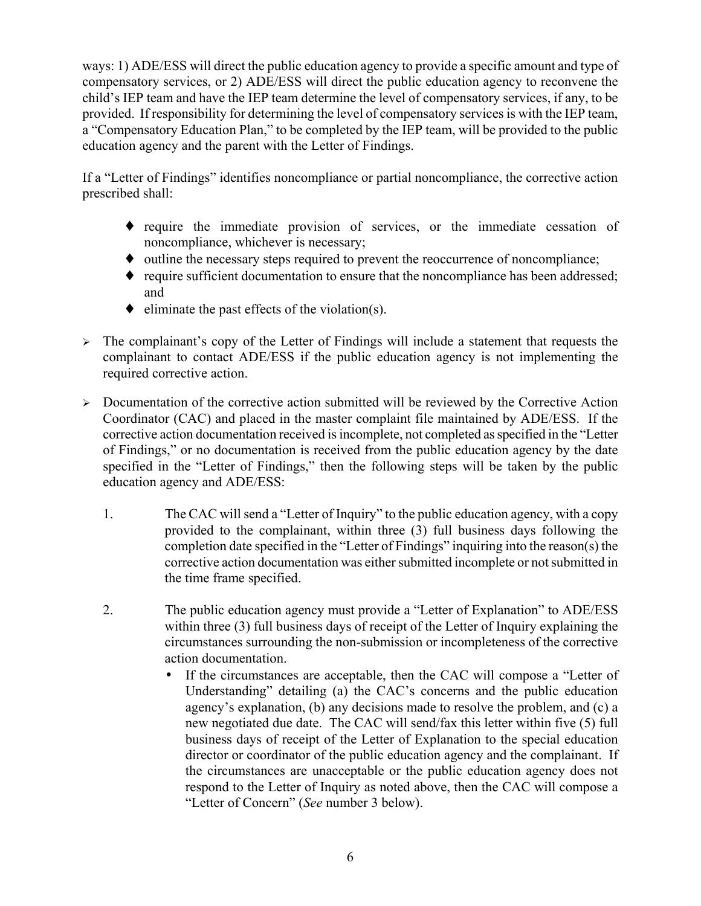ways: 1) ADE/ESS will direct the public education agency to provide a specific amount and type of compensatory services, or 2) ADE/ESS will direct the public education agency to reconvene the child's IEP team and have the IEP team determine the level of compensatory services, if any, to be provided. If responsibility for determining the level of compensatory services is with the IEP team, a "Compensatory Education Plan," to be completed by the IEP team, will be provided to the public education agency and the parent with the Letter of Findings.

If a "Letter of Findings" identifies noncompliance or partial noncompliance, the corrective action prescribed shall:

- ♦ require the immediate provision of services, or the immediate cessation of noncompliance, whichever is necessary;
- ♦ outline the necessary steps required to prevent the reoccurrence of noncompliance;
- ♦ require sufficient documentation to ensure that the noncompliance has been addressed; and
- ♦ eliminate the past effects of the violation(s).

- ➢ The complainant's copy of the Letter of Findings will include a statement that requests the complainant to contact ADE/ESS if the public education agency is not implementing the required corrective action.

- ➢ Documentation of the corrective action submitted will be reviewed by the Corrective Action Coordinator (CAC) and placed in the master complaint file maintained by ADE/ESS. If the corrective action documentation received is incomplete, not completed as specified in the "Letter of Findings," or no documentation is received from the public education agency by the date specified in the "Letter of Findings," then the following steps will be taken by the public education agency and ADE/ESS:

  1. The CAC will send a "Letter of Inquiry" to the public education agency, with a copy provided to the complainant, within three (3) full business days following the completion date specified in the "Letter of Findings" inquiring into the reason(s) the corrective action documentation was either submitted incomplete or not submitted in the time frame specified.

  2. The public education agency must provide a "Letter of Explanation" to ADE/ESS within three (3) full business days of receipt of the Letter of Inquiry explaining the circumstances surrounding the non-submission or incompleteness of the corrective action documentation.
     - If the circumstances are acceptable, then the CAC will compose a "Letter of Understanding" detailing (a) the CAC's concerns and the public education agency's explanation, (b) any decisions made to resolve the problem, and (c) a new negotiated due date. The CAC will send/fax this letter within five (5) full business days of receipt of the Letter of Explanation to the special education director or coordinator of the public education agency and the complainant. If the circumstances are unacceptable or the public education agency does not respond to the Letter of Inquiry as noted above, then the CAC will compose a "Letter of Concern" (*See* number 3 below).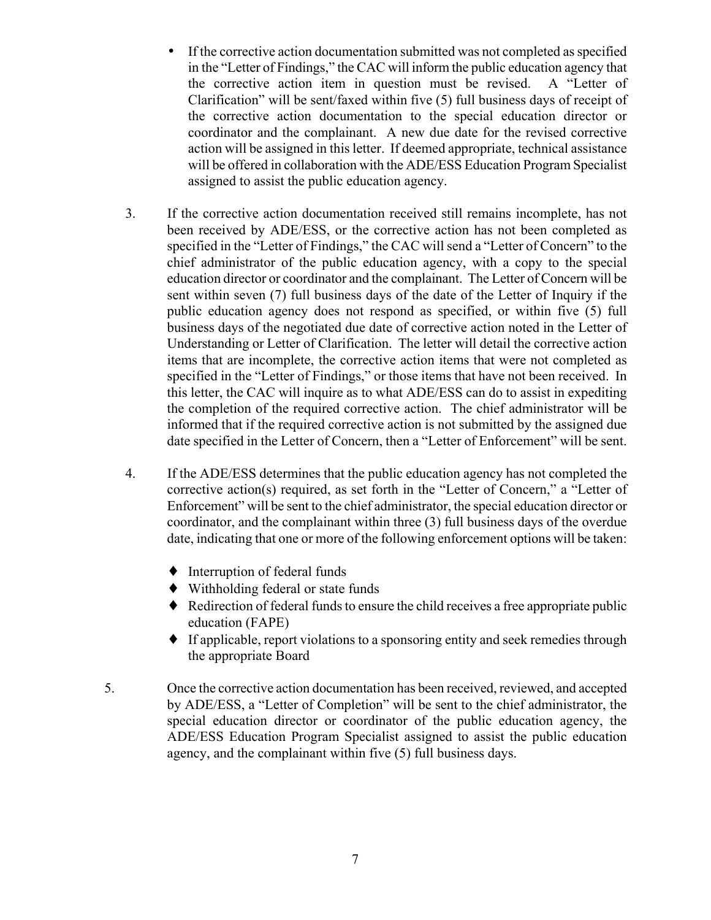- If the corrective action documentation submitted was not completed as specified in the "Letter of Findings," the CAC will inform the public education agency that the corrective action item in question must be revised. A "Letter of Clarification" will be sent/faxed within five (5) full business days of receipt of the corrective action documentation to the special education director or coordinator and the complainant. A new due date for the revised corrective action will be assigned in this letter. If deemed appropriate, technical assistance will be offered in collaboration with the ADE/ESS Education Program Specialist assigned to assist the public education agency.

3. If the corrective action documentation received still remains incomplete, has not been received by ADE/ESS, or the corrective action has not been completed as specified in the "Letter of Findings," the CAC will send a "Letter of Concern" to the chief administrator of the public education agency, with a copy to the special education director or coordinator and the complainant. The Letter of Concern will be sent within seven (7) full business days of the date of the Letter of Inquiry if the public education agency does not respond as specified, or within five (5) full business days of the negotiated due date of corrective action noted in the Letter of Understanding or Letter of Clarification. The letter will detail the corrective action items that are incomplete, the corrective action items that were not completed as specified in the "Letter of Findings," or those items that have not been received. In this letter, the CAC will inquire as to what ADE/ESS can do to assist in expediting the completion of the required corrective action. The chief administrator will be informed that if the required corrective action is not submitted by the assigned due date specified in the Letter of Concern, then a "Letter of Enforcement" will be sent.

4. If the ADE/ESS determines that the public education agency has not completed the corrective action(s) required, as set forth in the "Letter of Concern," a "Letter of Enforcement" will be sent to the chief administrator, the special education director or coordinator, and the complainant within three (3) full business days of the overdue date, indicating that one or more of the following enforcement options will be taken:

   - Interruption of federal funds
   - Withholding federal or state funds
   - Redirection of federal funds to ensure the child receives a free appropriate public education (FAPE)
   - If applicable, report violations to a sponsoring entity and seek remedies through the appropriate Board

5. Once the corrective action documentation has been received, reviewed, and accepted by ADE/ESS, a "Letter of Completion" will be sent to the chief administrator, the special education director or coordinator of the public education agency, the ADE/ESS Education Program Specialist assigned to assist the public education agency, and the complainant within five (5) full business days.